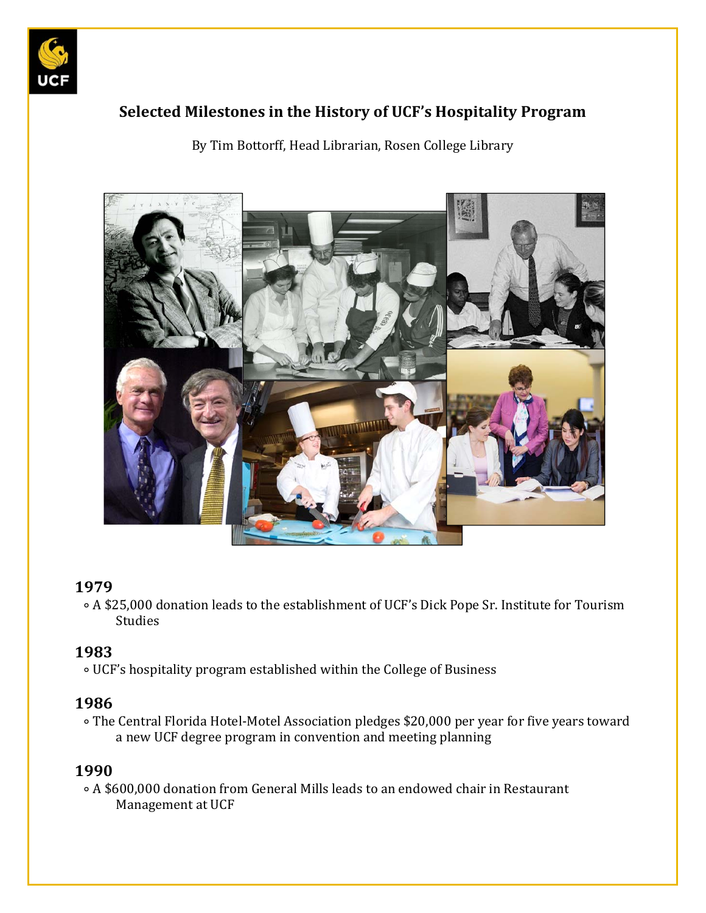# Selected Milestones in the History of UCF's Hospitality Program

By Tim Bottorff, Head Librarian, Rosen College Library

## 1979

- A $25,000 donation leads to the establishment of UCF's Dick Pope Sr. Institute for Tourism Studies

## 1983

- UCF's hospitality program established within the College of Business

## 1986

- The Central Florida Hotel-Motel Association pledges $20,000 per year for five years toward a new UCF degree program in convention and meeting planning

## 1990

- A $600,000 donation from General Mills leads to an endowed chair in Restaurant Management at UCF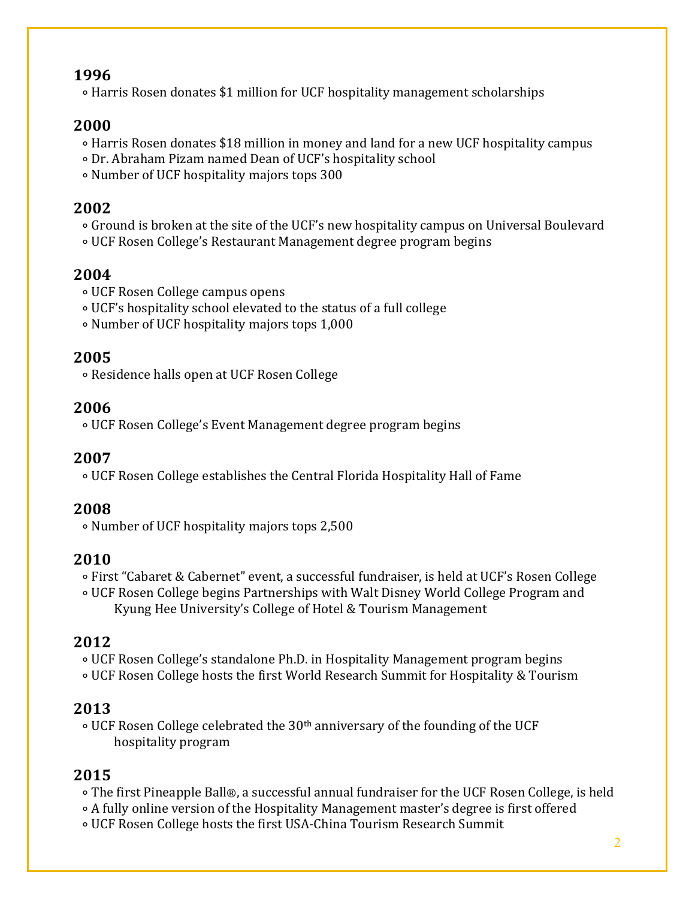## 1996

- Harris Rosen donates $1 million for UCF hospitality management scholarships

## 2000

- Harris Rosen donates $18 million in money and land for a new UCF hospitality campus
- Dr. Abraham Pizam named Dean of UCF's hospitality school
- Number of UCF hospitality majors tops 300

## 2002

- Ground is broken at the site of the UCF's new hospitality campus on Universal Boulevard
- UCF Rosen College's Restaurant Management degree program begins

## 2004

- UCF Rosen College campus opens
- UCF's hospitality school elevated to the status of a full college
- Number of UCF hospitality majors tops 1,000

## 2005

- Residence halls open at UCF Rosen College

## 2006

- UCF Rosen College's Event Management degree program begins

## 2007

- UCF Rosen College establishes the Central Florida Hospitality Hall of Fame

## 2008

- Number of UCF hospitality majors tops 2,500

## 2010

- First "Cabaret & Cabernet" event, a successful fundraiser, is held at UCF's Rosen College
- UCF Rosen College begins Partnerships with Walt Disney World College Program and Kyung Hee University's College of Hotel & Tourism Management

## 2012

- UCF Rosen College's standalone Ph.D. in Hospitality Management program begins
- UCF Rosen College hosts the first World Research Summit for Hospitality & Tourism

## 2013

- UCF Rosen College celebrated the 30th anniversary of the founding of the UCF hospitality program

## 2015

- The first Pineapple Ball®, a successful annual fundraiser for the UCF Rosen College, is held
- A fully online version of the Hospitality Management master's degree is first offered
- UCF Rosen College hosts the first USA-China Tourism Research Summit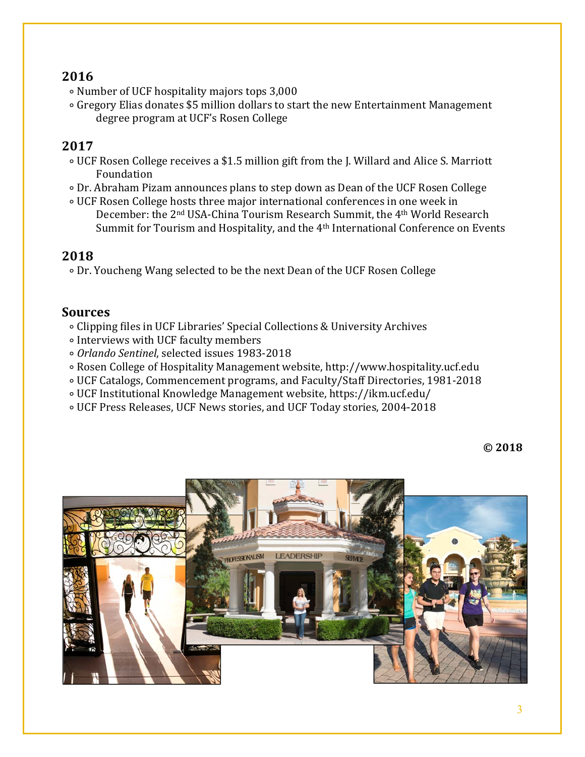## 2016

- Number of UCF hospitality majors tops 3,000
- Gregory Elias donates $5 million dollars to start the new Entertainment Management degree program at UCF's Rosen College

## 2017

- UCF Rosen College receives a $1.5 million gift from the J. Willard and Alice S. Marriott Foundation
- Dr. Abraham Pizam announces plans to step down as Dean of the UCF Rosen College
- UCF Rosen College hosts three major international conferences in one week in December: the 2nd USA-China Tourism Research Summit, the 4th World Research Summit for Tourism and Hospitality, and the 4th International Conference on Events

## 2018

- Dr. Youcheng Wang selected to be the next Dean of the UCF Rosen College

## Sources

- Clipping files in UCF Libraries' Special Collections & University Archives
- Interviews with UCF faculty members
- *Orlando Sentinel*, selected issues 1983-2018
- Rosen College of Hospitality Management website, http://www.hospitality.ucf.edu
- UCF Catalogs, Commencement programs, and Faculty/Staff Directories, 1981-2018
- UCF Institutional Knowledge Management website, https://ikm.ucf.edu/
- UCF Press Releases, UCF News stories, and UCF Today stories, 2004-2018

**© 2018**